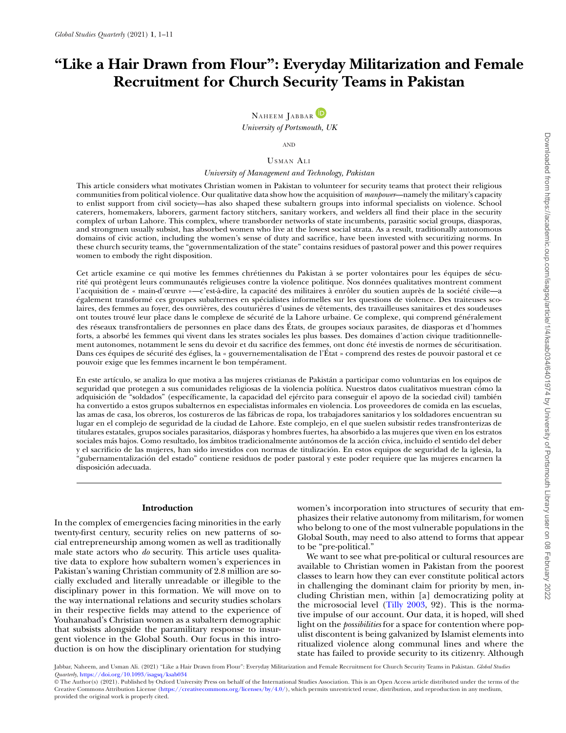# "Like a Hair Drawn from Flour": Everyday Militarization and Female Recruitment for Church Security Teams in Pakistan

Naheem Jabbar

*University of Portsmouth, UK*

and

Usman Ali

*University of Management and Technology, Pakistan*

This article considers what motivates Christian women in Pakistan to volunteer for security teams that protect their religious communities from political violence. Our qualitative data show how the acquisition of *manpower*—namely the military's capacity to enlist support from civil society—has also shaped these subaltern groups into informal specialists on violence. School caterers, homemakers, laborers, garment factory stitchers, sanitary workers, and welders all find their place in the security complex of urban Lahore. This complex, where transborder networks of state incumbents, parasitic social groups, diasporas, and strongmen usually subsist, has absorbed women who live at the lowest social strata. As a result, traditionally autonomous domains of civic action, including the women's sense of duty and sacrifice, have been invested with securitizing norms. In these church security teams, the "governmentalization of the state" contains residues of pastoral power and this power requires women to embody the right disposition.

Cet article examine ce qui motive les femmes chrétiennes du Pakistan à se porter volontaires pour les équipes de sécurité qui protègent leurs communautés religieuses contre la violence politique. Nos données qualitatives montrent comment l'acquisition de « main-d'œuvre »—c'est-à-dire, la capacité des militaires à enrôler du soutien auprès de la société civile—a également transformé ces groupes subalternes en spécialistes informelles sur les questions de violence. Des traiteuses scolaires, des femmes au foyer, des ouvrières, des couturières d'usines de vêtements, des travailleuses sanitaires et des soudeuses ont toutes trouvé leur place dans le complexe de sécurité de la Lahore urbaine. Ce complexe, qui comprend généralement des réseaux transfrontaliers de personnes en place dans des États, de groupes sociaux parasites, de diasporas et d'hommes forts, a absorbé les femmes qui vivent dans les strates sociales les plus basses. Des domaines d'action civique traditionnellement autonomes, notamment le sens du devoir et du sacrifice des femmes, ont donc été investis de normes de sécuritisation. Dans ces équipes de sécurité des églises, la « gouvernementalisation de l'État » comprend des restes de pouvoir pastoral et ce pouvoir exige que les femmes incarnent le bon tempérament.

En este artículo, se analiza lo que motiva a las mujeres cristianas de Pakistán a participar como voluntarias en los equipos de seguridad que protegen a sus comunidades religiosas de la violencia política. Nuestros datos cualitativos muestran cómo la adquisición de "soldados" (específicamente, la capacidad del ejército para conseguir el apoyo de la sociedad civil) también ha convertido a estos grupos subalternos en especialistas informales en violencia. Los proveedores de comida en las escuelas, las amas de casa, los obreros, los costureros de las fábricas de ropa, los trabajadores sanitarios y los soldadores encuentran su lugar en el complejo de seguridad de la ciudad de Lahore. Este complejo, en el que suelen subsistir redes transfronterizas de titulares estatales, grupos sociales parasitarios, diásporas y hombres fuertes, ha absorbido a las mujeres que viven en los estratos sociales más bajos. Como resultado, los ámbitos tradicionalmente autónomos de la acción cívica, incluido el sentido del deber y el sacrificio de las mujeres, han sido investidos con normas de titulización. En estos equipos de seguridad de la iglesia, la "gubernamentalización del estado" contiene residuos de poder pastoral y este poder requiere que las mujeres encarnen la disposición adecuada.

## Introduction

In the complex of emergencies facing minorities in the early twenty-first century, security relies on new patterns of social entrepreneurship among women as well as traditionally male state actors who *do* security. This article uses qualitative data to explore how subaltern women's experiences in Pakistan's waning Christian community of 2.8 million are socially excluded and literally unreadable or illegible to the disciplinary power in this formation. We will move on to the way international relations and security studies scholars in their respective fields may attend to the experience of Youhanabad's Christian women as a subaltern demographic that subsists alongside the paramilitary response to insurgent violence in the Global South. Our focus in this introduction is on how the disciplinary orientation for studying women's incorporation into structures of security that emphasizes their relative autonomy from militarism, for women who belong to one of the most vulnerable populations in the Global South, may need to also attend to forms that appear to be "pre-political."

We want to see what pre-political or cultural resources are available to Christian women in Pakistan from the poorest classes to learn how they can ever constitute political actors in challenging the dominant claim for priority by men, including Christian men, within [a] democratizing polity at the microsocial level (Tilly 2003, 92). This is the normative impulse of our account. Our data, it is hoped, will shed light on the *possibilities* for a space for contention where populist discontent is being galvanized by Islamist elements into ritualized violence along communal lines and where the state has failed to provide security to its citizenry. Although

Jabbar, Naheem, and Usman Ali. (2021) "Like a Hair Drawn from Flour": Everyday Militarization and Female Recruitment for Church Security Teams in Pakistan. *Global Studies Quarterly*, https://doi.org/10.1093/isagsq/ksab034

© The Author(s) (2021). Published by Oxford University Press on behalf of the International Studies Association. This is an Open Access article distributed under the terms of the Creative Commons Attribution License (https://creativecommons.org/licenses/by/4.0/), which permits unrestricted reuse, distribution, and reproduction in any medium, provided the original work is properly cited.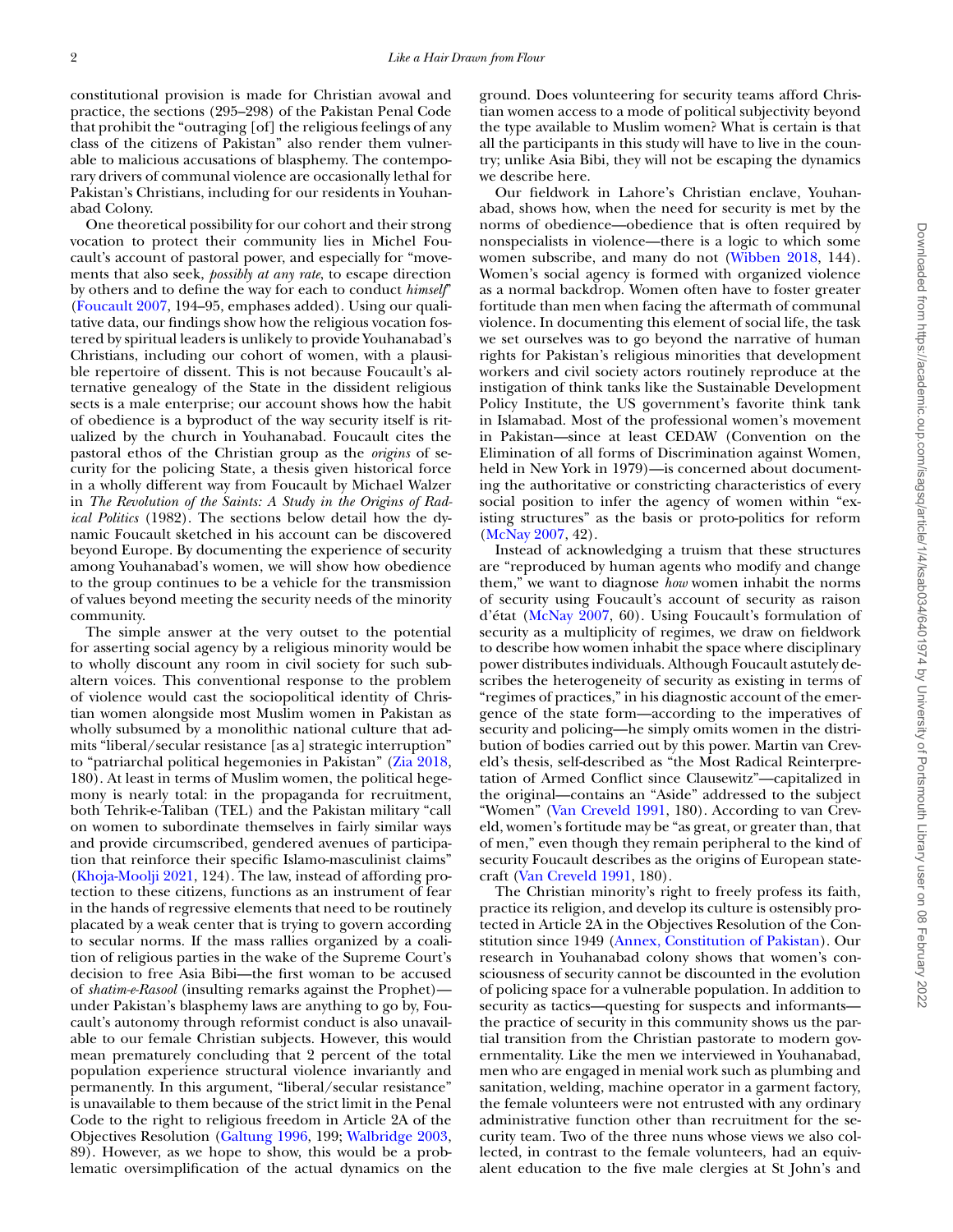constitutional provision is made for Christian avowal and practice, the sections (295–298) of the Pakistan Penal Code that prohibit the "outraging [of] the religious feelings of any class of the citizens of Pakistan" also render them vulnerable to malicious accusations of blasphemy. The contemporary drivers of communal violence are occasionally lethal for Pakistan's Christians, including for our residents in Youhanabad Colony.

One theoretical possibility for our cohort and their strong vocation to protect their community lies in Michel Foucault's account of pastoral power, and especially for "movements that also seek, *possibly at any rate*, to escape direction by others and to define the way for each to conduct *himself*" (Foucault 2007, 194–95, emphases added). Using our qualitative data, our findings show how the religious vocation fostered by spiritual leaders is unlikely to provide Youhanabad's Christians, including our cohort of women, with a plausible repertoire of dissent. This is not because Foucault's alternative genealogy of the State in the dissident religious sects is a male enterprise; our account shows how the habit of obedience is a byproduct of the way security itself is ritualized by the church in Youhanabad. Foucault cites the pastoral ethos of the Christian group as the *origins* of security for the policing State, a thesis given historical force in a wholly different way from Foucault by Michael Walzer in *The Revolution of the Saints: A Study in the Origins of Radical Politics* (1982). The sections below detail how the dynamic Foucault sketched in his account can be discovered beyond Europe. By documenting the experience of security among Youhanabad's women, we will show how obedience to the group continues to be a vehicle for the transmission of values beyond meeting the security needs of the minority community.

The simple answer at the very outset to the potential for asserting social agency by a religious minority would be to wholly discount any room in civil society for such subaltern voices. This conventional response to the problem of violence would cast the sociopolitical identity of Christian women alongside most Muslim women in Pakistan as wholly subsumed by a monolithic national culture that admits "liberal/secular resistance [as a] strategic interruption" to "patriarchal political hegemonies in Pakistan" (Zia 2018, 180). At least in terms of Muslim women, the political hegemony is nearly total: in the propaganda for recruitment, both Tehrik-e-Taliban (TEL) and the Pakistan military "call on women to subordinate themselves in fairly similar ways and provide circumscribed, gendered avenues of participation that reinforce their specific Islamo-masculinist claims" (Khoja-Moolji 2021, 124). The law, instead of affording protection to these citizens, functions as an instrument of fear in the hands of regressive elements that need to be routinely placated by a weak center that is trying to govern according to secular norms. If the mass rallies organized by a coalition of religious parties in the wake of the Supreme Court's decision to free Asia Bibi—the first woman to be accused of *shatim-e-Rasool* (insulting remarks against the Prophet)—under Pakistan's blasphemy laws are anything to go by, Foucault's autonomy through reformist conduct is also unavailable to our female Christian subjects. However, this would mean prematurely concluding that 2 percent of the total population experience structural violence invariantly and permanently. In this argument, "liberal/secular resistance" is unavailable to them because of the strict limit in the Penal Code to the right to religious freedom in Article 2A of the Objectives Resolution (Galtung 1996, 199; Walbridge 2003, 89). However, as we hope to show, this would be a problematic oversimplification of the actual dynamics on the ground. Does volunteering for security teams afford Christian women access to a mode of political subjectivity beyond the type available to Muslim women? What is certain is that all the participants in this study will have to live in the country; unlike Asia Bibi, they will not be escaping the dynamics we describe here.

Our fieldwork in Lahore's Christian enclave, Youhanabad, shows how, when the need for security is met by the norms of obedience—obedience that is often required by nonspecialists in violence—there is a logic to which some women subscribe, and many do not (Wibben 2018, 144). Women's social agency is formed with organized violence as a normal backdrop. Women often have to foster greater fortitude than men when facing the aftermath of communal violence. In documenting this element of social life, the task we set ourselves was to go beyond the narrative of human rights for Pakistan's religious minorities that development workers and civil society actors routinely reproduce at the instigation of think tanks like the Sustainable Development Policy Institute, the US government's favorite think tank in Islamabad. Most of the professional women's movement in Pakistan—since at least CEDAW (Convention on the Elimination of all forms of Discrimination against Women, held in New York in 1979)—is concerned about documenting the authoritative or constricting characteristics of every social position to infer the agency of women within "existing structures" as the basis or proto-politics for reform (McNay 2007, 42).

Instead of acknowledging a truism that these structures are "reproduced by human agents who modify and change them," we want to diagnose *how* women inhabit the norms of security using Foucault's account of security as raison d'état (McNay 2007, 60). Using Foucault's formulation of security as a multiplicity of regimes, we draw on fieldwork to describe how women inhabit the space where disciplinary power distributes individuals. Although Foucault astutely describes the heterogeneity of security as existing in terms of "regimes of practices," in his diagnostic account of the emergence of the state form—according to the imperatives of security and policing—he simply omits women in the distribution of bodies carried out by this power. Martin van Creveld's thesis, self-described as "the Most Radical Reinterpretation of Armed Conflict since Clausewitz"—capitalized in the original—contains an "Aside" addressed to the subject "Women" (Van Creveld 1991, 180). According to van Creveld, women's fortitude may be "as great, or greater than, that of men," even though they remain peripheral to the kind of security Foucault describes as the origins of European statecraft (Van Creveld 1991, 180).

The Christian minority's right to freely profess its faith, practice its religion, and develop its culture is ostensibly protected in Article 2A in the Objectives Resolution of the Constitution since 1949 (Annex, Constitution of Pakistan). Our research in Youhanabad colony shows that women's consciousness of security cannot be discounted in the evolution of policing space for a vulnerable population. In addition to security as tactics—questing for suspects and informants—the practice of security in this community shows us the partial transition from the Christian pastorate to modern governmentality. Like the men we interviewed in Youhanabad, men who are engaged in menial work such as plumbing and sanitation, welding, machine operator in a garment factory, the female volunteers were not entrusted with any ordinary administrative function other than recruitment for the security team. Two of the three nuns whose views we also collected, in contrast to the female volunteers, had an equivalent education to the five male clergies at St John's and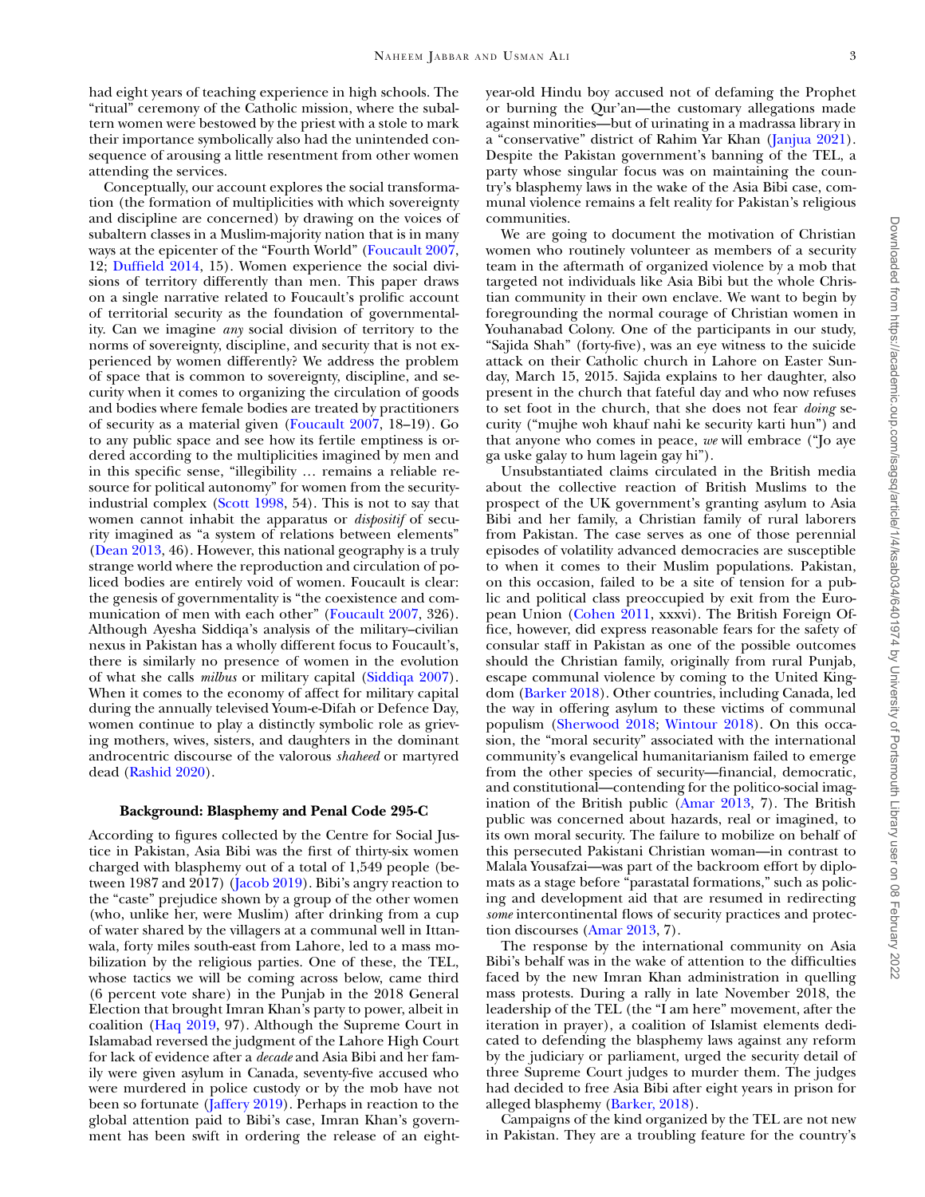had eight years of teaching experience in high schools. The "ritual" ceremony of the Catholic mission, where the subaltern women were bestowed by the priest with a stole to mark their importance symbolically also had the unintended consequence of arousing a little resentment from other women attending the services.

Conceptually, our account explores the social transformation (the formation of multiplicities with which sovereignty and discipline are concerned) by drawing on the voices of subaltern classes in a Muslim-majority nation that is in many ways at the epicenter of the "Fourth World" (Foucault 2007, 12; Duffield 2014, 15). Women experience the social divisions of territory differently than men. This paper draws on a single narrative related to Foucault's prolific account of territorial security as the foundation of governmentality. Can we imagine *any* social division of territory to the norms of sovereignty, discipline, and security that is not experienced by women differently? We address the problem of space that is common to sovereignty, discipline, and security when it comes to organizing the circulation of goods and bodies where female bodies are treated by practitioners of security as a material given (Foucault 2007, 18–19). Go to any public space and see how its fertile emptiness is ordered according to the multiplicities imagined by men and in this specific sense, "illegibility … remains a reliable resource for political autonomy" for women from the security-industrial complex (Scott 1998, 54). This is not to say that women cannot inhabit the apparatus or *dispositif* of security imagined as "a system of relations between elements" (Dean 2013, 46). However, this national geography is a truly strange world where the reproduction and circulation of policed bodies are entirely void of women. Foucault is clear: the genesis of governmentality is "the coexistence and communication of men with each other" (Foucault 2007, 326). Although Ayesha Siddiqa's analysis of the military–civilian nexus in Pakistan has a wholly different focus to Foucault's, there is similarly no presence of women in the evolution of what she calls *milbus* or military capital (Siddiqa 2007). When it comes to the economy of affect for military capital during the annually televised Youm-e-Difah or Defence Day, women continue to play a distinctly symbolic role as grieving mothers, wives, sisters, and daughters in the dominant androcentric discourse of the valorous *shaheed* or martyred dead (Rashid 2020).

## Background: Blasphemy and Penal Code 295-C

According to figures collected by the Centre for Social Justice in Pakistan, Asia Bibi was the first of thirty-six women charged with blasphemy out of a total of 1,549 people (between 1987 and 2017) (Jacob 2019). Bibi's angry reaction to the "caste" prejudice shown by a group of the other women (who, unlike her, were Muslim) after drinking from a cup of water shared by the villagers at a communal well in Ittanwala, forty miles south-east from Lahore, led to a mass mobilization by the religious parties. One of these, the TEL, whose tactics we will be coming across below, came third (6 percent vote share) in the Punjab in the 2018 General Election that brought Imran Khan's party to power, albeit in coalition (Haq 2019, 97). Although the Supreme Court in Islamabad reversed the judgment of the Lahore High Court for lack of evidence after a *decade* and Asia Bibi and her family were given asylum in Canada, seventy-five accused who were murdered in police custody or by the mob have not been so fortunate (Jaffery 2019). Perhaps in reaction to the global attention paid to Bibi's case, Imran Khan's government has been swift in ordering the release of an eight-year-old Hindu boy accused not of defaming the Prophet or burning the Qur'an—the customary allegations made against minorities—but of urinating in a madrassa library in a "conservative" district of Rahim Yar Khan (Janjua 2021). Despite the Pakistan government's banning of the TEL, a party whose singular focus was on maintaining the country's blasphemy laws in the wake of the Asia Bibi case, communal violence remains a felt reality for Pakistan's religious communities.

We are going to document the motivation of Christian women who routinely volunteer as members of a security team in the aftermath of organized violence by a mob that targeted not individuals like Asia Bibi but the whole Christian community in their own enclave. We want to begin by foregrounding the normal courage of Christian women in Youhanabad Colony. One of the participants in our study, "Sajida Shah" (forty-five), was an eye witness to the suicide attack on their Catholic church in Lahore on Easter Sunday, March 15, 2015. Sajida explains to her daughter, also present in the church that fateful day and who now refuses to set foot in the church, that she does not fear *doing* security ("mujhe woh khauf nahi ke security karti hun") and that anyone who comes in peace, *we* will embrace ("Jo aye ga uske galay to hum lagein gay hi").

Unsubstantiated claims circulated in the British media about the collective reaction of British Muslims to the prospect of the UK government's granting asylum to Asia Bibi and her family, a Christian family of rural laborers from Pakistan. The case serves as one of those perennial episodes of volatility advanced democracies are susceptible to when it comes to their Muslim populations. Pakistan, on this occasion, failed to be a site of tension for a public and political class preoccupied by exit from the European Union (Cohen 2011, xxxvi). The British Foreign Office, however, did express reasonable fears for the safety of consular staff in Pakistan as one of the possible outcomes should the Christian family, originally from rural Punjab, escape communal violence by coming to the United Kingdom (Barker 2018). Other countries, including Canada, led the way in offering asylum to these victims of communal populism (Sherwood 2018; Wintour 2018). On this occasion, the "moral security" associated with the international community's evangelical humanitarianism failed to emerge from the other species of security—financial, democratic, and constitutional—contending for the politico-social imagination of the British public (Amar 2013, 7). The British public was concerned about hazards, real or imagined, to its own moral security. The failure to mobilize on behalf of this persecuted Pakistani Christian woman—in contrast to Malala Yousafzai—was part of the backroom effort by diplomats as a stage before "parastatal formations," such as policing and development aid that are resumed in redirecting *some* intercontinental flows of security practices and protection discourses (Amar 2013, 7).

The response by the international community on Asia Bibi's behalf was in the wake of attention to the difficulties faced by the new Imran Khan administration in quelling mass protests. During a rally in late November 2018, the leadership of the TEL (the "I am here" movement, after the iteration in prayer), a coalition of Islamist elements dedicated to defending the blasphemy laws against any reform by the judiciary or parliament, urged the security detail of three Supreme Court judges to murder them. The judges had decided to free Asia Bibi after eight years in prison for alleged blasphemy (Barker, 2018).

Campaigns of the kind organized by the TEL are not new in Pakistan. They are a troubling feature for the country's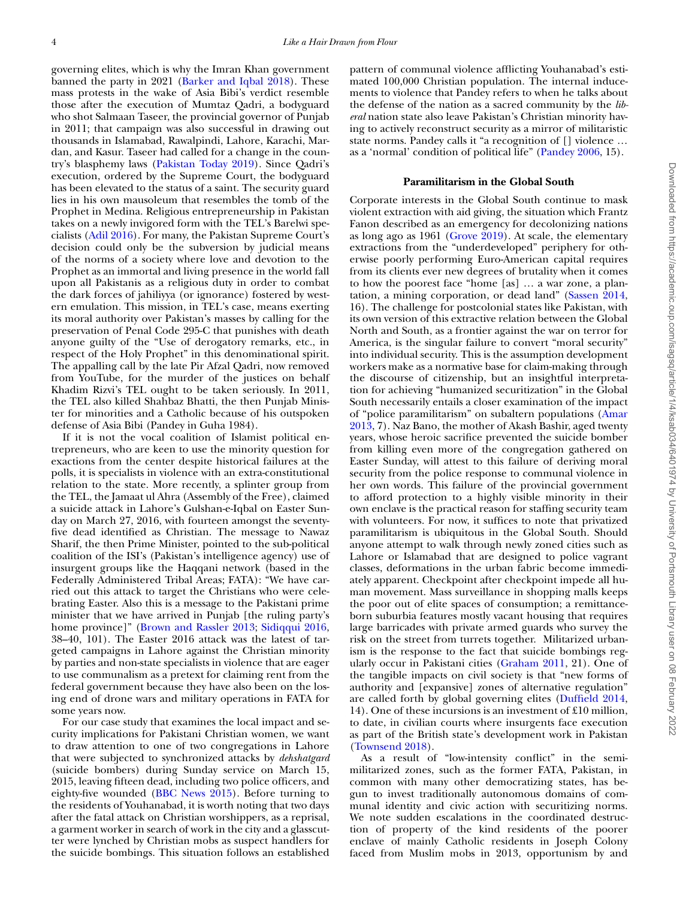governing elites, which is why the Imran Khan government banned the party in 2021 (Barker and Iqbal 2018). These mass protests in the wake of Asia Bibi's verdict resemble those after the execution of Mumtaz Qadri, a bodyguard who shot Salmaan Taseer, the provincial governor of Punjab in 2011; that campaign was also successful in drawing out thousands in Islamabad, Rawalpindi, Lahore, Karachi, Mardan, and Kasur. Taseer had called for a change in the country's blasphemy laws (Pakistan Today 2019). Since Qadri's execution, ordered by the Supreme Court, the bodyguard has been elevated to the status of a saint. The security guard lies in his own mausoleum that resembles the tomb of the Prophet in Medina. Religious entrepreneurship in Pakistan takes on a newly invigored form with the TEL's Barelwi specialists (Adil 2016). For many, the Pakistan Supreme Court's decision could only be the subversion by judicial means of the norms of a society where love and devotion to the Prophet as an immortal and living presence in the world fall upon all Pakistanis as a religious duty in order to combat the dark forces of jahiliyya (or ignorance) fostered by western emulation. This mission, in TEL's case, means exerting its moral authority over Pakistan's masses by calling for the preservation of Penal Code 295-C that punishes with death anyone guilty of the "Use of derogatory remarks, etc., in respect of the Holy Prophet" in this denominational spirit. The appalling call by the late Pir Afzal Qadri, now removed from YouTube, for the murder of the justices on behalf Khadim Rizvi's TEL ought to be taken seriously. In 2011, the TEL also killed Shahbaz Bhatti, the then Punjab Minister for minorities and a Catholic because of his outspoken defense of Asia Bibi (Pandey in Guha 1984).

If it is not the vocal coalition of Islamist political entrepreneurs, who are keen to use the minority question for exactions from the center despite historical failures at the polls, it is specialists in violence with an extra-constitutional relation to the state. More recently, a splinter group from the TEL, the Jamaat ul Ahra (Assembly of the Free), claimed a suicide attack in Lahore's Gulshan-e-Iqbal on Easter Sunday on March 27, 2016, with fourteen amongst the seventy-five dead identified as Christian. The message to Nawaz Sharif, the then Prime Minister, pointed to the sub-political coalition of the ISI's (Pakistan's intelligence agency) use of insurgent groups like the Haqqani network (based in the Federally Administered Tribal Areas; FATA): "We have carried out this attack to target the Christians who were celebrating Easter. Also this is a message to the Pakistani prime minister that we have arrived in Punjab [the ruling party's home province]" (Brown and Rassler 2013; Sidiqqui 2016, 38–40, 101). The Easter 2016 attack was the latest of targeted campaigns in Lahore against the Christian minority by parties and non-state specialists in violence that are eager to use communalism as a pretext for claiming rent from the federal government because they have also been on the losing end of drone wars and military operations in FATA for some years now.

For our case study that examines the local impact and security implications for Pakistani Christian women, we want to draw attention to one of two congregations in Lahore that were subjected to synchronized attacks by *dehshatgard* (suicide bombers) during Sunday service on March 15, 2015, leaving fifteen dead, including two police officers, and eighty-five wounded (BBC News 2015). Before turning to the residents of Youhanabad, it is worth noting that two days after the fatal attack on Christian worshippers, as a reprisal, a garment worker in search of work in the city and a glasscutter were lynched by Christian mobs as suspect handlers for the suicide bombings. This situation follows an established pattern of communal violence afflicting Youhanabad's estimated 100,000 Christian population. The internal inducements to violence that Pandey refers to when he talks about the defense of the nation as a sacred community by the *liberal* nation state also leave Pakistan's Christian minority having to actively reconstruct security as a mirror of militaristic state norms. Pandey calls it "a recognition of [] violence … as a 'normal' condition of political life" (Pandey 2006, 15).

### Paramilitarism in the Global South

Corporate interests in the Global South continue to mask violent extraction with aid giving, the situation which Frantz Fanon described as an emergency for decolonizing nations as long ago as 1961 (Grove 2019). At scale, the elementary extractions from the "underdeveloped" periphery for otherwise poorly performing Euro-American capital requires from its clients ever new degrees of brutality when it comes to how the poorest face "home [as] … a war zone, a plantation, a mining corporation, or dead land" (Sassen 2014, 16). The challenge for postcolonial states like Pakistan, with its own version of this extractive relation between the Global North and South, as a frontier against the war on terror for America, is the singular failure to convert "moral security" into individual security. This is the assumption development workers make as a normative base for claim-making through the discourse of citizenship, but an insightful interpretation for achieving "humanized securitization" in the Global South necessarily entails a closer examination of the impact of "police paramilitarism" on subaltern populations (Amar 2013, 7). Naz Bano, the mother of Akash Bashir, aged twenty years, whose heroic sacrifice prevented the suicide bomber from killing even more of the congregation gathered on Easter Sunday, will attest to this failure of deriving moral security from the police response to communal violence in her own words. This failure of the provincial government to afford protection to a highly visible minority in their own enclave is the practical reason for staffing security team with volunteers. For now, it suffices to note that privatized paramilitarism is ubiquitous in the Global South. Should anyone attempt to walk through newly zoned cities such as Lahore or Islamabad that are designed to police vagrant classes, deformations in the urban fabric become immediately apparent. Checkpoint after checkpoint impede all human movement. Mass surveillance in shopping malls keeps the poor out of elite spaces of consumption; a remittance-born suburbia features mostly vacant housing that requires large barricades with private armed guards who survey the risk on the street from turrets together. Militarized urbanism is the response to the fact that suicide bombings regularly occur in Pakistani cities (Graham 2011, 21). One of the tangible impacts on civil society is that "new forms of authority and [expansive] zones of alternative regulation" are called forth by global governing elites (Duffield 2014, 14). One of these incursions is an investment of £10 million, to date, in civilian courts where insurgents face execution as part of the British state's development work in Pakistan (Townsend 2018).

As a result of "low-intensity conflict" in the semi-militarized zones, such as the former FATA, Pakistan, in common with many other democratizing states, has begun to invest traditionally autonomous domains of communal identity and civic action with securitizing norms. We note sudden escalations in the coordinated destruction of property of the kind residents of the poorer enclave of mainly Catholic residents in Joseph Colony faced from Muslim mobs in 2013, opportunism by and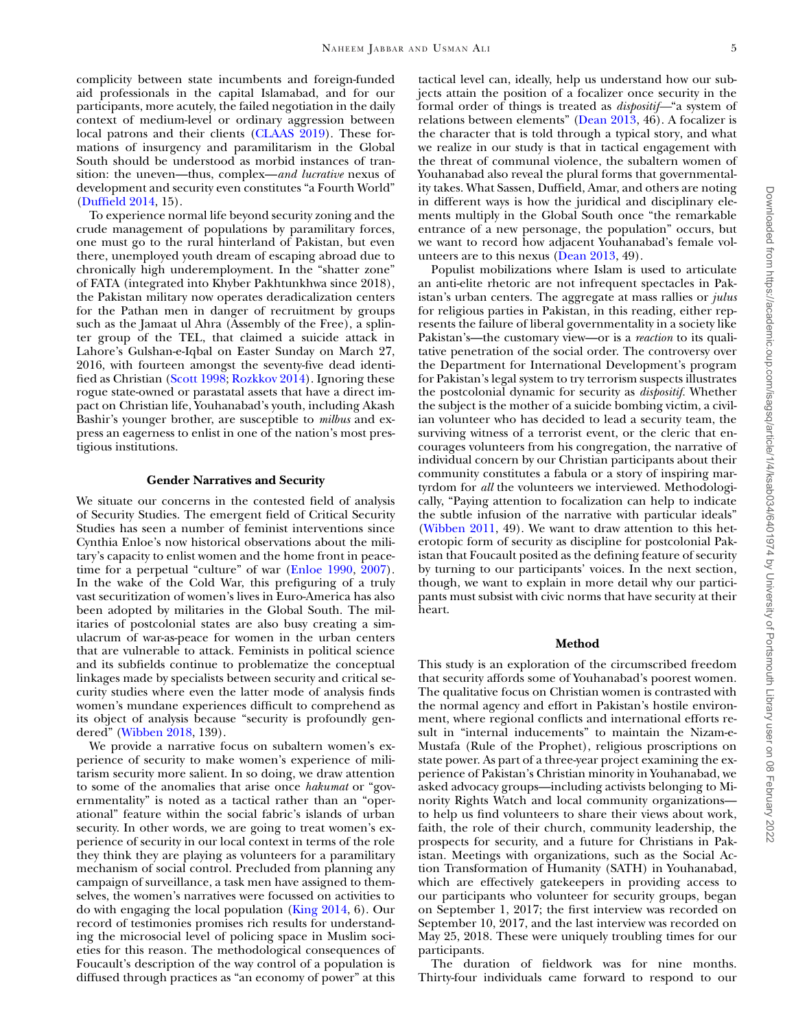complicity between state incumbents and foreign-funded aid professionals in the capital Islamabad, and for our participants, more acutely, the failed negotiation in the daily context of medium-level or ordinary aggression between local patrons and their clients (CLAAS 2019). These formations of insurgency and paramilitarism in the Global South should be understood as morbid instances of transition: the uneven—thus, complex—*and lucrative* nexus of development and security even constitutes "a Fourth World" (Duffield 2014, 15).

To experience normal life beyond security zoning and the crude management of populations by paramilitary forces, one must go to the rural hinterland of Pakistan, but even there, unemployed youth dream of escaping abroad due to chronically high underemployment. In the "shatter zone" of FATA (integrated into Khyber Pakhtunkhwa since 2018), the Pakistan military now operates deradicalization centers for the Pathan men in danger of recruitment by groups such as the Jamaat ul Ahra (Assembly of the Free), a splinter group of the TEL, that claimed a suicide attack in Lahore's Gulshan-e-Iqbal on Easter Sunday on March 27, 2016, with fourteen amongst the seventy-five dead identified as Christian (Scott 1998; Rozkkov 2014). Ignoring these rogue state-owned or parastatal assets that have a direct impact on Christian life, Youhanabad's youth, including Akash Bashir's younger brother, are susceptible to *milbus* and express an eagerness to enlist in one of the nation's most prestigious institutions.

## Gender Narratives and Security

We situate our concerns in the contested field of analysis of Security Studies. The emergent field of Critical Security Studies has seen a number of feminist interventions since Cynthia Enloe's now historical observations about the military's capacity to enlist women and the home front in peacetime for a perpetual "culture" of war (Enloe 1990, 2007). In the wake of the Cold War, this prefiguring of a truly vast securitization of women's lives in Euro-America has also been adopted by militaries in the Global South. The militaries of postcolonial states are also busy creating a simulacrum of war-as-peace for women in the urban centers that are vulnerable to attack. Feminists in political science and its subfields continue to problematize the conceptual linkages made by specialists between security and critical security studies where even the latter mode of analysis finds women's mundane experiences difficult to comprehend as its object of analysis because "security is profoundly gendered" (Wibben 2018, 139).

We provide a narrative focus on subaltern women's experience of security to make women's experience of militarism security more salient. In so doing, we draw attention to some of the anomalies that arise once *hakumat* or "governmentality" is noted as a tactical rather than an "operational" feature within the social fabric's islands of urban security. In other words, we are going to treat women's experience of security in our local context in terms of the role they think they are playing as volunteers for a paramilitary mechanism of social control. Precluded from planning any campaign of surveillance, a task men have assigned to themselves, the women's narratives were focussed on activities to do with engaging the local population (King 2014, 6). Our record of testimonies promises rich results for understanding the microsocial level of policing space in Muslim societies for this reason. The methodological consequences of Foucault's description of the way control of a population is diffused through practices as "an economy of power" at this tactical level can, ideally, help us understand how our subjects attain the position of a focalizer once security in the formal order of things is treated as *dispositif*—"a system of relations between elements" (Dean 2013, 46). A focalizer is the character that is told through a typical story, and what we realize in our study is that in tactical engagement with the threat of communal violence, the subaltern women of Youhanabad also reveal the plural forms that governmentality takes. What Sassen, Duffield, Amar, and others are noting in different ways is how the juridical and disciplinary elements multiply in the Global South once "the remarkable entrance of a new personage, the population" occurs, but we want to record how adjacent Youhanabad's female volunteers are to this nexus (Dean 2013, 49).

Populist mobilizations where Islam is used to articulate an anti-elite rhetoric are not infrequent spectacles in Pakistan's urban centers. The aggregate at mass rallies or *julus* for religious parties in Pakistan, in this reading, either represents the failure of liberal governmentality in a society like Pakistan's—the customary view—or is a *reaction* to its qualitative penetration of the social order. The controversy over the Department for International Development's program for Pakistan's legal system to try terrorism suspects illustrates the postcolonial dynamic for security as *dispositif*. Whether the subject is the mother of a suicide bombing victim, a civilian volunteer who has decided to lead a security team, the surviving witness of a terrorist event, or the cleric that encourages volunteers from his congregation, the narrative of individual concern by our Christian participants about their community constitutes a fabula or a story of inspiring martyrdom for *all* the volunteers we interviewed. Methodologically, "Paying attention to focalization can help to indicate the subtle infusion of the narrative with particular ideals" (Wibben 2011, 49). We want to draw attention to this heterotopic form of security as discipline for postcolonial Pakistan that Foucault posited as the defining feature of security by turning to our participants' voices. In the next section, though, we want to explain in more detail why our participants must subsist with civic norms that have security at their heart.

## Method

This study is an exploration of the circumscribed freedom that security affords some of Youhanabad's poorest women. The qualitative focus on Christian women is contrasted with the normal agency and effort in Pakistan's hostile environment, where regional conflicts and international efforts result in "internal inducements" to maintain the Nizam-e-Mustafa (Rule of the Prophet), religious proscriptions on state power. As part of a three-year project examining the experience of Pakistan's Christian minority in Youhanabad, we asked advocacy groups—including activists belonging to Minority Rights Watch and local community organizations—to help us find volunteers to share their views about work, faith, the role of their church, community leadership, the prospects for security, and a future for Christians in Pakistan. Meetings with organizations, such as the Social Action Transformation of Humanity (SATH) in Youhanabad, which are effectively gatekeepers in providing access to our participants who volunteer for security groups, began on September 1, 2017; the first interview was recorded on September 10, 2017, and the last interview was recorded on May 25, 2018. These were uniquely troubling times for our participants.

The duration of fieldwork was for nine months. Thirty-four individuals came forward to respond to our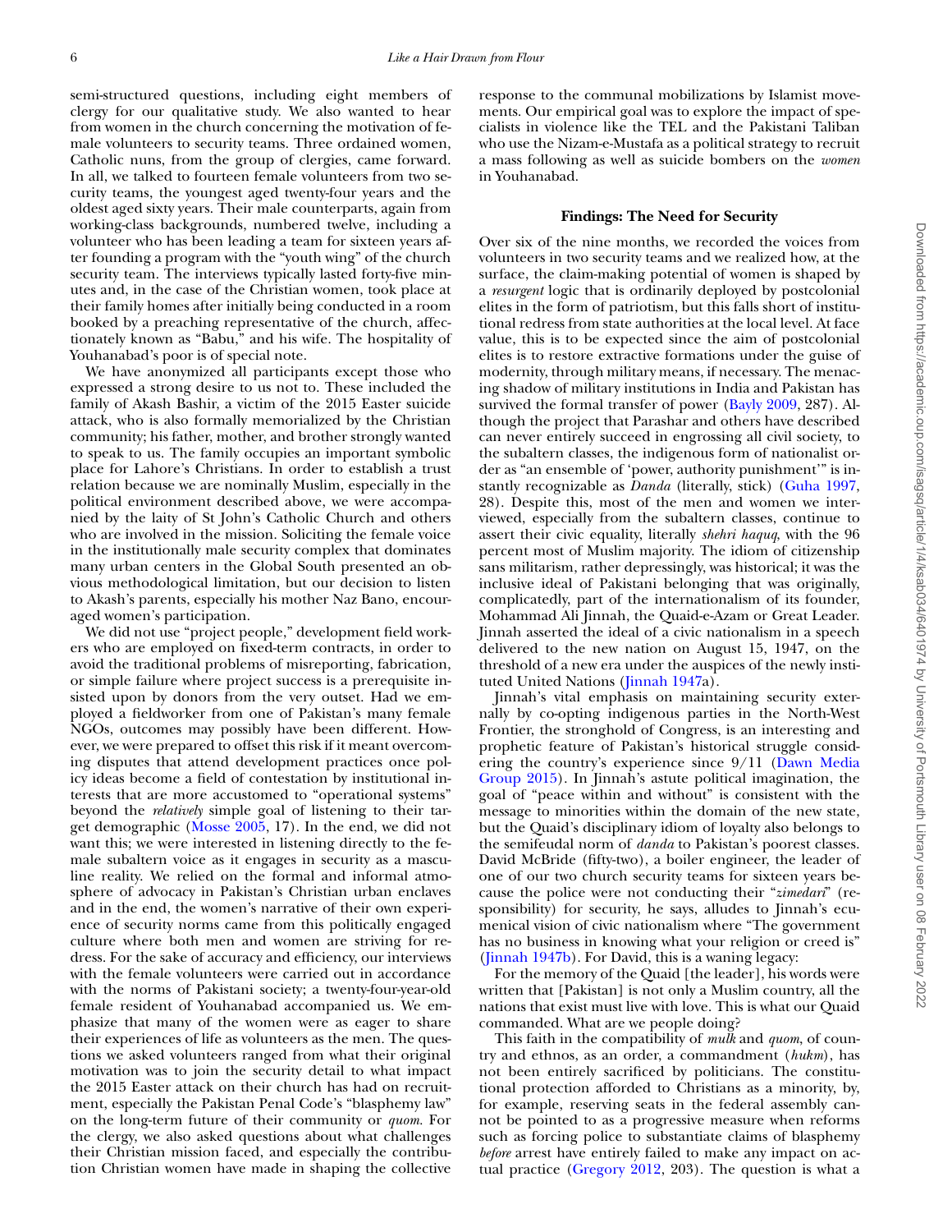semi-structured questions, including eight members of clergy for our qualitative study. We also wanted to hear from women in the church concerning the motivation of female volunteers to security teams. Three ordained women, Catholic nuns, from the group of clergies, came forward. In all, we talked to fourteen female volunteers from two security teams, the youngest aged twenty-four years and the oldest aged sixty years. Their male counterparts, again from working-class backgrounds, numbered twelve, including a volunteer who has been leading a team for sixteen years after founding a program with the "youth wing" of the church security team. The interviews typically lasted forty-five minutes and, in the case of the Christian women, took place at their family homes after initially being conducted in a room booked by a preaching representative of the church, affectionately known as "Babu," and his wife. The hospitality of Youhanabad's poor is of special note.

We have anonymized all participants except those who expressed a strong desire to us not to. These included the family of Akash Bashir, a victim of the 2015 Easter suicide attack, who is also formally memorialized by the Christian community; his father, mother, and brother strongly wanted to speak to us. The family occupies an important symbolic place for Lahore's Christians. In order to establish a trust relation because we are nominally Muslim, especially in the political environment described above, we were accompanied by the laity of St John's Catholic Church and others who are involved in the mission. Soliciting the female voice in the institutionally male security complex that dominates many urban centers in the Global South presented an obvious methodological limitation, but our decision to listen to Akash's parents, especially his mother Naz Bano, encouraged women's participation.

We did not use "project people," development field workers who are employed on fixed-term contracts, in order to avoid the traditional problems of misreporting, fabrication, or simple failure where project success is a prerequisite insisted upon by donors from the very outset. Had we employed a fieldworker from one of Pakistan's many female NGOs, outcomes may possibly have been different. However, we were prepared to offset this risk if it meant overcoming disputes that attend development practices once policy ideas become a field of contestation by institutional interests that are more accustomed to "operational systems" beyond the *relatively* simple goal of listening to their target demographic (Mosse 2005, 17). In the end, we did not want this; we were interested in listening directly to the female subaltern voice as it engages in security as a masculine reality. We relied on the formal and informal atmosphere of advocacy in Pakistan's Christian urban enclaves and in the end, the women's narrative of their own experience of security norms came from this politically engaged culture where both men and women are striving for redress. For the sake of accuracy and efficiency, our interviews with the female volunteers were carried out in accordance with the norms of Pakistani society; a twenty-four-year-old female resident of Youhanabad accompanied us. We emphasize that many of the women were as eager to share their experiences of life as volunteers as the men. The questions we asked volunteers ranged from what their original motivation was to join the security detail to what impact the 2015 Easter attack on their church has had on recruitment, especially the Pakistan Penal Code's "blasphemy law" on the long-term future of their community or *quom*. For the clergy, we also asked questions about what challenges their Christian mission faced, and especially the contribution Christian women have made in shaping the collective response to the communal mobilizations by Islamist movements. Our empirical goal was to explore the impact of specialists in violence like the TEL and the Pakistani Taliban who use the Nizam-e-Mustafa as a political strategy to recruit a mass following as well as suicide bombers on the *women* in Youhanabad.

## Findings: The Need for Security

Over six of the nine months, we recorded the voices from volunteers in two security teams and we realized how, at the surface, the claim-making potential of women is shaped by a *resurgent* logic that is ordinarily deployed by postcolonial elites in the form of patriotism, but this falls short of institutional redress from state authorities at the local level. At face value, this is to be expected since the aim of postcolonial elites is to restore extractive formations under the guise of modernity, through military means, if necessary. The menacing shadow of military institutions in India and Pakistan has survived the formal transfer of power (Bayly 2009, 287). Although the project that Parashar and others have described can never entirely succeed in engrossing all civil society, to the subaltern classes, the indigenous form of nationalist order as "an ensemble of 'power, authority punishment'" is instantly recognizable as *Danda* (literally, stick) (Guha 1997, 28). Despite this, most of the men and women we interviewed, especially from the subaltern classes, continue to assert their civic equality, literally *shehri haquq*, with the 96 percent most of Muslim majority. The idiom of citizenship sans militarism, rather depressingly, was historical; it was the inclusive ideal of Pakistani belonging that was originally, complicatedly, part of the internationalism of its founder, Mohammad Ali Jinnah, the Quaid-e-Azam or Great Leader. Jinnah asserted the ideal of a civic nationalism in a speech delivered to the new nation on August 15, 1947, on the threshold of a new era under the auspices of the newly instituted United Nations (Jinnah 1947a).

Jinnah's vital emphasis on maintaining security externally by co-opting indigenous parties in the North-West Frontier, the stronghold of Congress, is an interesting and prophetic feature of Pakistan's historical struggle considering the country's experience since 9/11 (Dawn Media Group 2015). In Jinnah's astute political imagination, the goal of "peace within and without" is consistent with the message to minorities within the domain of the new state, but the Quaid's disciplinary idiom of loyalty also belongs to the semifeudal norm of *danda* to Pakistan's poorest classes. David McBride (fifty-two), a boiler engineer, the leader of one of our two church security teams for sixteen years because the police were not conducting their "*zimedari*" (responsibility) for security, he says, alludes to Jinnah's ecumenical vision of civic nationalism where "The government has no business in knowing what your religion or creed is" (Jinnah 1947b). For David, this is a waning legacy:

For the memory of the Quaid [the leader], his words were written that [Pakistan] is not only a Muslim country, all the nations that exist must live with love. This is what our Quaid commanded. What are we people doing?

This faith in the compatibility of *mulk* and *quom*, of country and ethnos, as an order, a commandment (*hukm*), has not been entirely sacrificed by politicians. The constitutional protection afforded to Christians as a minority, by, for example, reserving seats in the federal assembly cannot be pointed to as a progressive measure when reforms such as forcing police to substantiate claims of blasphemy *before* arrest have entirely failed to make any impact on actual practice (Gregory 2012, 203). The question is what a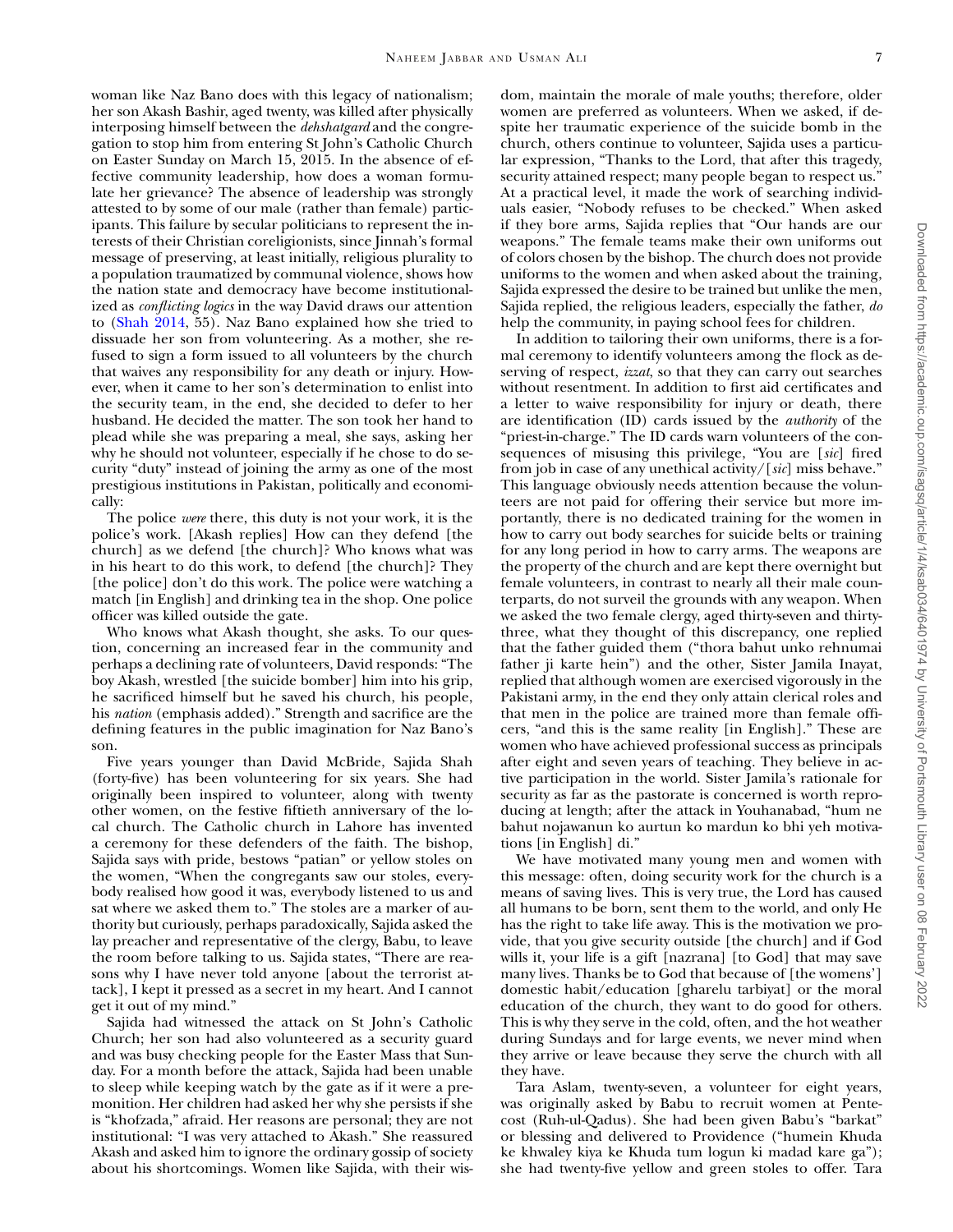woman like Naz Bano does with this legacy of nationalism; her son Akash Bashir, aged twenty, was killed after physically interposing himself between the *dehshatgard* and the congregation to stop him from entering St John's Catholic Church on Easter Sunday on March 15, 2015. In the absence of effective community leadership, how does a woman formulate her grievance? The absence of leadership was strongly attested to by some of our male (rather than female) participants. This failure by secular politicians to represent the interests of their Christian coreligionists, since Jinnah's formal message of preserving, at least initially, religious plurality to a population traumatized by communal violence, shows how the nation state and democracy have become institutionalized as *conflicting logics* in the way David draws our attention to (Shah 2014, 55). Naz Bano explained how she tried to dissuade her son from volunteering. As a mother, she refused to sign a form issued to all volunteers by the church that waives any responsibility for any death or injury. However, when it came to her son's determination to enlist into the security team, in the end, she decided to defer to her husband. He decided the matter. The son took her hand to plead while she was preparing a meal, she says, asking her why he should not volunteer, especially if he chose to do security "duty" instead of joining the army as one of the most prestigious institutions in Pakistan, politically and economically:

The police *were* there, this duty is not your work, it is the police's work. [Akash replies] How can they defend [the church] as we defend [the church]? Who knows what was in his heart to do this work, to defend [the church]? They [the police] don't do this work. The police were watching a match [in English] and drinking tea in the shop. One police officer was killed outside the gate.

Who knows what Akash thought, she asks. To our question, concerning an increased fear in the community and perhaps a declining rate of volunteers, David responds: "The boy Akash, wrestled [the suicide bomber] him into his grip, he sacrificed himself but he saved his church, his people, his *nation* (emphasis added)." Strength and sacrifice are the defining features in the public imagination for Naz Bano's son.

Five years younger than David McBride, Sajida Shah (forty-five) has been volunteering for six years. She had originally been inspired to volunteer, along with twenty other women, on the festive fiftieth anniversary of the local church. The Catholic church in Lahore has invented a ceremony for these defenders of the faith. The bishop, Sajida says with pride, bestows "patian" or yellow stoles on the women, "When the congregants saw our stoles, everybody realised how good it was, everybody listened to us and sat where we asked them to." The stoles are a marker of authority but curiously, perhaps paradoxically, Sajida asked the lay preacher and representative of the clergy, Babu, to leave the room before talking to us. Sajida states, "There are reasons why I have never told anyone [about the terrorist attack], I kept it pressed as a secret in my heart. And I cannot get it out of my mind."

Sajida had witnessed the attack on St John's Catholic Church; her son had also volunteered as a security guard and was busy checking people for the Easter Mass that Sunday. For a month before the attack, Sajida had been unable to sleep while keeping watch by the gate as if it were a premonition. Her children had asked her why she persists if she is "khofzada," afraid. Her reasons are personal; they are not institutional: "I was very attached to Akash." She reassured Akash and asked him to ignore the ordinary gossip of society about his shortcomings. Women like Sajida, with their wisdom, maintain the morale of male youths; therefore, older women are preferred as volunteers. When we asked, if despite her traumatic experience of the suicide bomb in the church, others continue to volunteer, Sajida uses a particular expression, "Thanks to the Lord, that after this tragedy, security attained respect; many people began to respect us." At a practical level, it made the work of searching individuals easier, "Nobody refuses to be checked." When asked if they bore arms, Sajida replies that "Our hands are our weapons." The female teams make their own uniforms out of colors chosen by the bishop. The church does not provide uniforms to the women and when asked about the training, Sajida expressed the desire to be trained but unlike the men, Sajida replied, the religious leaders, especially the father, *do* help the community, in paying school fees for children.

In addition to tailoring their own uniforms, there is a formal ceremony to identify volunteers among the flock as deserving of respect, *izzat*, so that they can carry out searches without resentment. In addition to first aid certificates and a letter to waive responsibility for injury or death, there are identification (ID) cards issued by the *authority* of the "priest-in-charge." The ID cards warn volunteers of the consequences of misusing this privilege, "You are [*sic*] fired from job in case of any unethical activity/[*sic*] miss behave." This language obviously needs attention because the volunteers are not paid for offering their service but more importantly, there is no dedicated training for the women in how to carry out body searches for suicide belts or training for any long period in how to carry arms. The weapons are the property of the church and are kept there overnight but female volunteers, in contrast to nearly all their male counterparts, do not surveil the grounds with any weapon. When we asked the two female clergy, aged thirty-seven and thirty-three, what they thought of this discrepancy, one replied that the father guided them ("thora bahut unko rehnumai father ji karte hein") and the other, Sister Jamila Inayat, replied that although women are exercised vigorously in the Pakistani army, in the end they only attain clerical roles and that men in the police are trained more than female officers, "and this is the same reality [in English]." These are women who have achieved professional success as principals after eight and seven years of teaching. They believe in active participation in the world. Sister Jamila's rationale for security as far as the pastorate is concerned is worth reproducing at length; after the attack in Youhanabad, "hum ne bahut nojawanun ko aurtun ko mardun ko bhi yeh motivations [in English] di."

We have motivated many young men and women with this message: often, doing security work for the church is a means of saving lives. This is very true, the Lord has caused all humans to be born, sent them to the world, and only He has the right to take life away. This is the motivation we provide, that you give security outside [the church] and if God wills it, your life is a gift [nazrana] [to God] that may save many lives. Thanks to be God that because of [the womens'] domestic habit/education [gharelu tarbiyat] or the moral education of the church, they want to do good for others. This is why they serve in the cold, often, and the hot weather during Sundays and for large events, we never mind when they arrive or leave because they serve the church with all they have.

Tara Aslam, twenty-seven, a volunteer for eight years, was originally asked by Babu to recruit women at Pentecost (Ruh-ul-Qadus). She had been given Babu's "barkat" or blessing and delivered to Providence ("humein Khuda ke khwaley kiya ke Khuda tum logun ki madad kare ga"); she had twenty-five yellow and green stoles to offer. Tara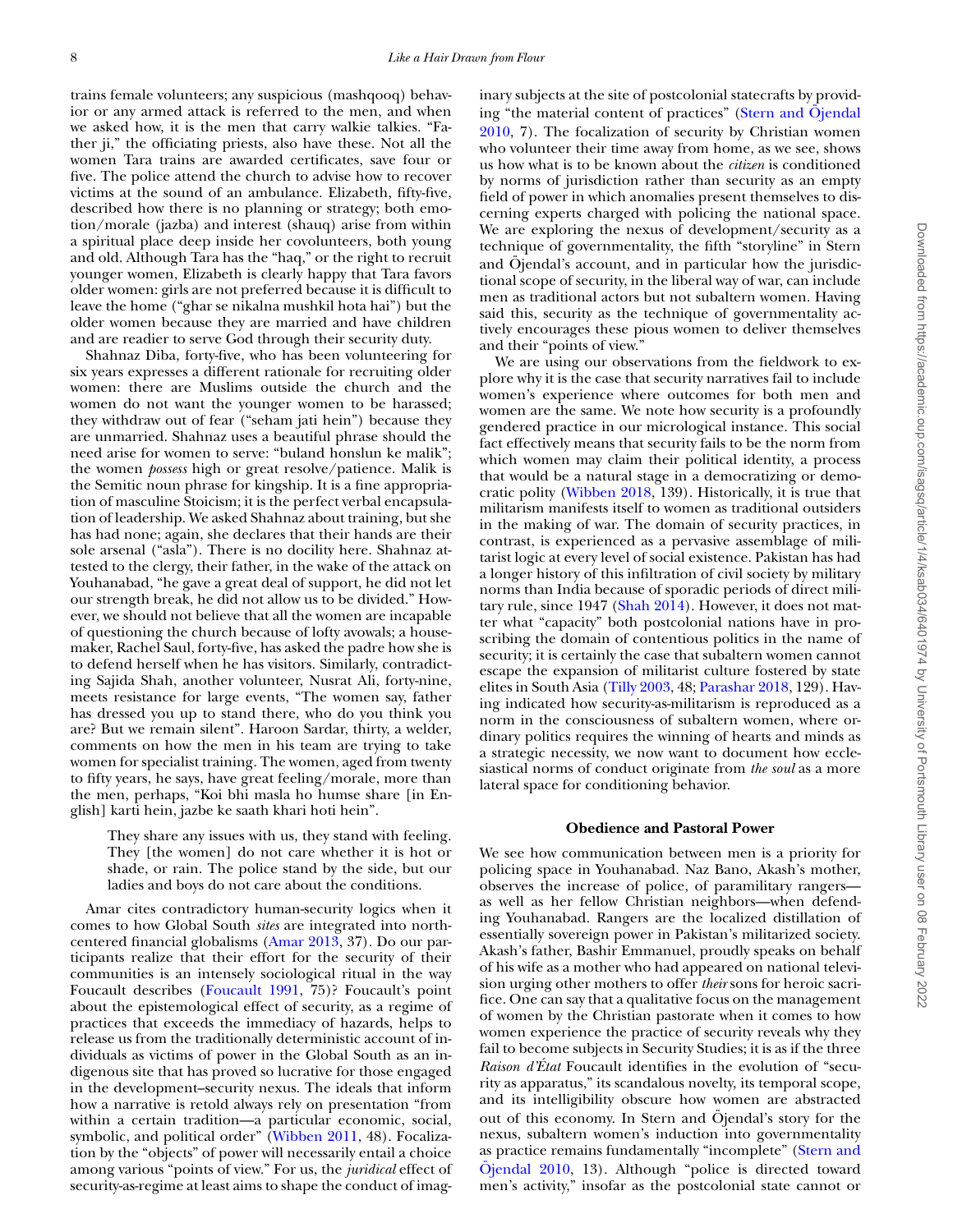trains female volunteers; any suspicious (mashqooq) behavior or any armed attack is referred to the men, and when we asked how, it is the men that carry walkie talkies. "Father ji," the officiating priests, also have these. Not all the women Tara trains are awarded certificates, save four or five. The police attend the church to advise how to recover victims at the sound of an ambulance. Elizabeth, fifty-five, described how there is no planning or strategy; both emotion/morale (jazba) and interest (shauq) arise from within a spiritual place deep inside her covolunteers, both young and old. Although Tara has the "haq," or the right to recruit younger women, Elizabeth is clearly happy that Tara favors older women: girls are not preferred because it is difficult to leave the home ("ghar se nikalna mushkil hota hai") but the older women because they are married and have children and are readier to serve God through their security duty.

Shahnaz Diba, forty-five, who has been volunteering for six years expresses a different rationale for recruiting older women: there are Muslims outside the church and the women do not want the younger women to be harassed; they withdraw out of fear ("seham jati hein") because they are unmarried. Shahnaz uses a beautiful phrase should the need arise for women to serve: "buland honslun ke malik"; the women *possess* high or great resolve/patience. Malik is the Semitic noun phrase for kingship. It is a fine appropriation of masculine Stoicism; it is the perfect verbal encapsulation of leadership. We asked Shahnaz about training, but she has had none; again, she declares that their hands are their sole arsenal ("asla"). There is no docility here. Shahnaz attested to the clergy, their father, in the wake of the attack on Youhanabad, "he gave a great deal of support, he did not let our strength break, he did not allow us to be divided." However, we should not believe that all the women are incapable of questioning the church because of lofty avowals; a housemaker, Rachel Saul, forty-five, has asked the padre how she is to defend herself when he has visitors. Similarly, contradicting Sajida Shah, another volunteer, Nusrat Ali, forty-nine, meets resistance for large events, "The women say, father has dressed you up to stand there, who do you think you are? But we remain silent". Haroon Sardar, thirty, a welder, comments on how the men in his team are trying to take women for specialist training. The women, aged from twenty to fifty years, he says, have great feeling/morale, more than the men, perhaps, "Koi bhi masla ho humse share [in English] karti hein, jazbe ke saath khari hoti hein".

> They share any issues with us, they stand with feeling. They [the women] do not care whether it is hot or shade, or rain. The police stand by the side, but our ladies and boys do not care about the conditions.

Amar cites contradictory human-security logics when it comes to how Global South *sites* are integrated into north-centered financial globalisms (Amar 2013, 37). Do our participants realize that their effort for the security of their communities is an intensely sociological ritual in the way Foucault describes (Foucault 1991, 75)? Foucault's point about the epistemological effect of security, as a regime of practices that exceeds the immediacy of hazards, helps to release us from the traditionally deterministic account of individuals as victims of power in the Global South as an indigenous site that has proved so lucrative for those engaged in the development–security nexus. The ideals that inform how a narrative is retold always rely on presentation "from within a certain tradition—a particular economic, social, symbolic, and political order" (Wibben 2011, 48). Focalization by the "objects" of power will necessarily entail a choice among various "points of view." For us, the *juridical* effect of security-as-regime at least aims to shape the conduct of imaginary subjects at the site of postcolonial statecrafts by providing "the material content of practices" (Stern and Öjendal 2010, 7). The focalization of security by Christian women who volunteer their time away from home, as we see, shows us how what is to be known about the *citizen* is conditioned by norms of jurisdiction rather than security as an empty field of power in which anomalies present themselves to discerning experts charged with policing the national space. We are exploring the nexus of development/security as a technique of governmentality, the fifth "storyline" in Stern and Öjendal's account, and in particular how the jurisdictional scope of security, in the liberal way of war, can include men as traditional actors but not subaltern women. Having said this, security as the technique of governmentality actively encourages these pious women to deliver themselves and their "points of view."

We are using our observations from the fieldwork to explore why it is the case that security narratives fail to include women's experience where outcomes for both men and women are the same. We note how security is a profoundly gendered practice in our micrological instance. This social fact effectively means that security fails to be the norm from which women may claim their political identity, a process that would be a natural stage in a democratizing or democratic polity (Wibben 2018, 139). Historically, it is true that militarism manifests itself to women as traditional outsiders in the making of war. The domain of security practices, in contrast, is experienced as a pervasive assemblage of militarist logic at every level of social existence. Pakistan has had a longer history of this infiltration of civil society by military norms than India because of sporadic periods of direct military rule, since 1947 (Shah 2014). However, it does not matter what "capacity" both postcolonial nations have in proscribing the domain of contentious politics in the name of security; it is certainly the case that subaltern women cannot escape the expansion of militarist culture fostered by state elites in South Asia (Tilly 2003, 48; Parashar 2018, 129). Having indicated how security-as-militarism is reproduced as a norm in the consciousness of subaltern women, where ordinary politics requires the winning of hearts and minds as a strategic necessity, we now want to document how ecclesiastical norms of conduct originate from *the soul* as a more lateral space for conditioning behavior.

## Obedience and Pastoral Power

We see how communication between men is a priority for policing space in Youhanabad. Naz Bano, Akash's mother, observes the increase of police, of paramilitary rangers—as well as her fellow Christian neighbors—when defending Youhanabad. Rangers are the localized distillation of essentially sovereign power in Pakistan's militarized society. Akash's father, Bashir Emmanuel, proudly speaks on behalf of his wife as a mother who had appeared on national television urging other mothers to offer *their* sons for heroic sacrifice. One can say that a qualitative focus on the management of women by the Christian pastorate when it comes to how women experience the practice of security reveals why they fail to become subjects in Security Studies; it is as if the three *Raison d'État* Foucault identifies in the evolution of "security as apparatus," its scandalous novelty, its temporal scope, and its intelligibility obscure how women are abstracted out of this economy. In Stern and Öjendal's story for the nexus, subaltern women's induction into governmentality as practice remains fundamentally "incomplete" (Stern and Öjendal 2010, 13). Although "police is directed toward men's activity," insofar as the postcolonial state cannot or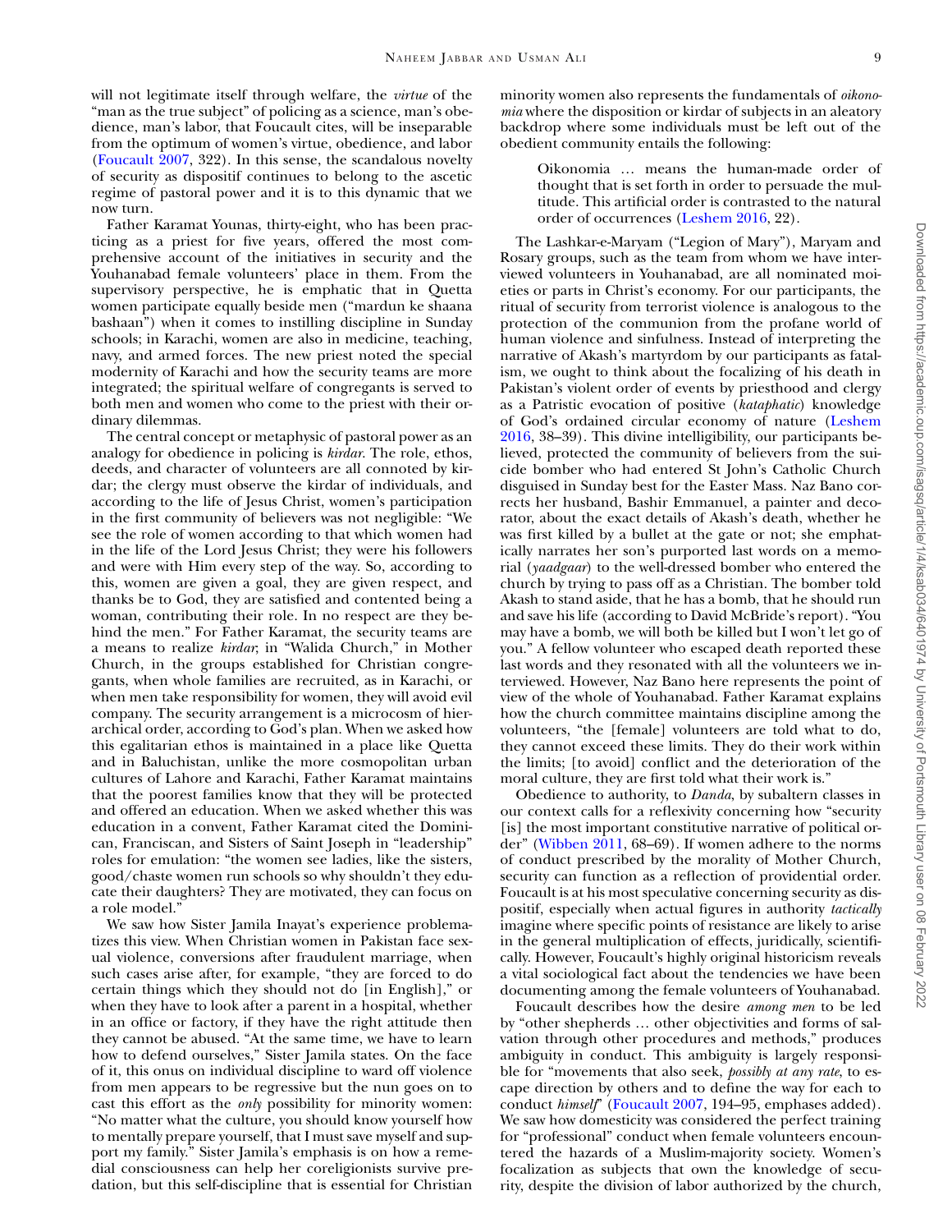will not legitimate itself through welfare, the *virtue* of the "man as the true subject" of policing as a science, man's obedience, man's labor, that Foucault cites, will be inseparable from the optimum of women's virtue, obedience, and labor (Foucault 2007, 322). In this sense, the scandalous novelty of security as dispositif continues to belong to the ascetic regime of pastoral power and it is to this dynamic that we now turn.

Father Karamat Younas, thirty-eight, who has been practicing as a priest for five years, offered the most comprehensive account of the initiatives in security and the Youhanabad female volunteers' place in them. From the supervisory perspective, he is emphatic that in Quetta women participate equally beside men ("mardun ke shaana bashaan") when it comes to instilling discipline in Sunday schools; in Karachi, women are also in medicine, teaching, navy, and armed forces. The new priest noted the special modernity of Karachi and how the security teams are more integrated; the spiritual welfare of congregants is served to both men and women who come to the priest with their ordinary dilemmas.

The central concept or metaphysic of pastoral power as an analogy for obedience in policing is *kirdar*. The role, ethos, deeds, and character of volunteers are all connoted by kirdar; the clergy must observe the kirdar of individuals, and according to the life of Jesus Christ, women's participation in the first community of believers was not negligible: "We see the role of women according to that which women had in the life of the Lord Jesus Christ; they were his followers and were with Him every step of the way. So, according to this, women are given a goal, they are given respect, and thanks be to God, they are satisfied and contented being a woman, contributing their role. In no respect are they behind the men." For Father Karamat, the security teams are a means to realize *kirdar*; in "Walida Church," in Mother Church, in the groups established for Christian congregants, when whole families are recruited, as in Karachi, or when men take responsibility for women, they will avoid evil company. The security arrangement is a microcosm of hierarchical order, according to God's plan. When we asked how this egalitarian ethos is maintained in a place like Quetta and in Baluchistan, unlike the more cosmopolitan urban cultures of Lahore and Karachi, Father Karamat maintains that the poorest families know that they will be protected and offered an education. When we asked whether this was education in a convent, Father Karamat cited the Dominican, Franciscan, and Sisters of Saint Joseph in "leadership" roles for emulation: "the women see ladies, like the sisters, good/chaste women run schools so why shouldn't they educate their daughters? They are motivated, they can focus on a role model."

We saw how Sister Jamila Inayat's experience problematizes this view. When Christian women in Pakistan face sexual violence, conversions after fraudulent marriage, when such cases arise after, for example, "they are forced to do certain things which they should not do [in English]," or when they have to look after a parent in a hospital, whether in an office or factory, if they have the right attitude then they cannot be abused. "At the same time, we have to learn how to defend ourselves," Sister Jamila states. On the face of it, this onus on individual discipline to ward off violence from men appears to be regressive but the nun goes on to cast this effort as the *only* possibility for minority women: "No matter what the culture, you should know yourself how to mentally prepare yourself, that I must save myself and support my family." Sister Jamila's emphasis is on how a remedial consciousness can help her coreligionists survive predation, but this self-discipline that is essential for Christian minority women also represents the fundamentals of *oikonomia* where the disposition or kirdar of subjects in an aleatory backdrop where some individuals must be left out of the obedient community entails the following:

> Oikonomia … means the human-made order of thought that is set forth in order to persuade the multitude. This artificial order is contrasted to the natural order of occurrences (Leshem 2016, 22).

The Lashkar-e-Maryam ("Legion of Mary"), Maryam and Rosary groups, such as the team from whom we have interviewed volunteers in Youhanabad, are all nominated moieties or parts in Christ's economy. For our participants, the ritual of security from terrorist violence is analogous to the protection of the communion from the profane world of human violence and sinfulness. Instead of interpreting the narrative of Akash's martyrdom by our participants as fatalism, we ought to think about the focalizing of his death in Pakistan's violent order of events by priesthood and clergy as a Patristic evocation of positive (*kataphatic*) knowledge of God's ordained circular economy of nature (Leshem 2016, 38–39). This divine intelligibility, our participants believed, protected the community of believers from the suicide bomber who had entered St John's Catholic Church disguised in Sunday best for the Easter Mass. Naz Bano corrects her husband, Bashir Emmanuel, a painter and decorator, about the exact details of Akash's death, whether he was first killed by a bullet at the gate or not; she emphatically narrates her son's purported last words on a memorial (*yaadgaar*) to the well-dressed bomber who entered the church by trying to pass off as a Christian. The bomber told Akash to stand aside, that he has a bomb, that he should run and save his life (according to David McBride's report). "You may have a bomb, we will both be killed but I won't let go of you." A fellow volunteer who escaped death reported these last words and they resonated with all the volunteers we interviewed. However, Naz Bano here represents the point of view of the whole of Youhanabad. Father Karamat explains how the church committee maintains discipline among the volunteers, "the [female] volunteers are told what to do, they cannot exceed these limits. They do their work within the limits; [to avoid] conflict and the deterioration of the moral culture, they are first told what their work is."

Obedience to authority, to *Danda*, by subaltern classes in our context calls for a reflexivity concerning how "security [is] the most important constitutive narrative of political order" (Wibben 2011, 68–69). If women adhere to the norms of conduct prescribed by the morality of Mother Church, security can function as a reflection of providential order. Foucault is at his most speculative concerning security as dispositif, especially when actual figures in authority *tactically* imagine where specific points of resistance are likely to arise in the general multiplication of effects, juridically, scientifically. However, Foucault's highly original historicism reveals a vital sociological fact about the tendencies we have been documenting among the female volunteers of Youhanabad.

Foucault describes how the desire *among men* to be led by "other shepherds … other objectivities and forms of salvation through other procedures and methods," produces ambiguity in conduct. This ambiguity is largely responsible for "movements that also seek, *possibly at any rate*, to escape direction by others and to define the way for each to conduct *himself*" (Foucault 2007, 194–95, emphases added). We saw how domesticity was considered the perfect training for "professional" conduct when female volunteers encountered the hazards of a Muslim-majority society. Women's focalization as subjects that own the knowledge of security, despite the division of labor authorized by the church,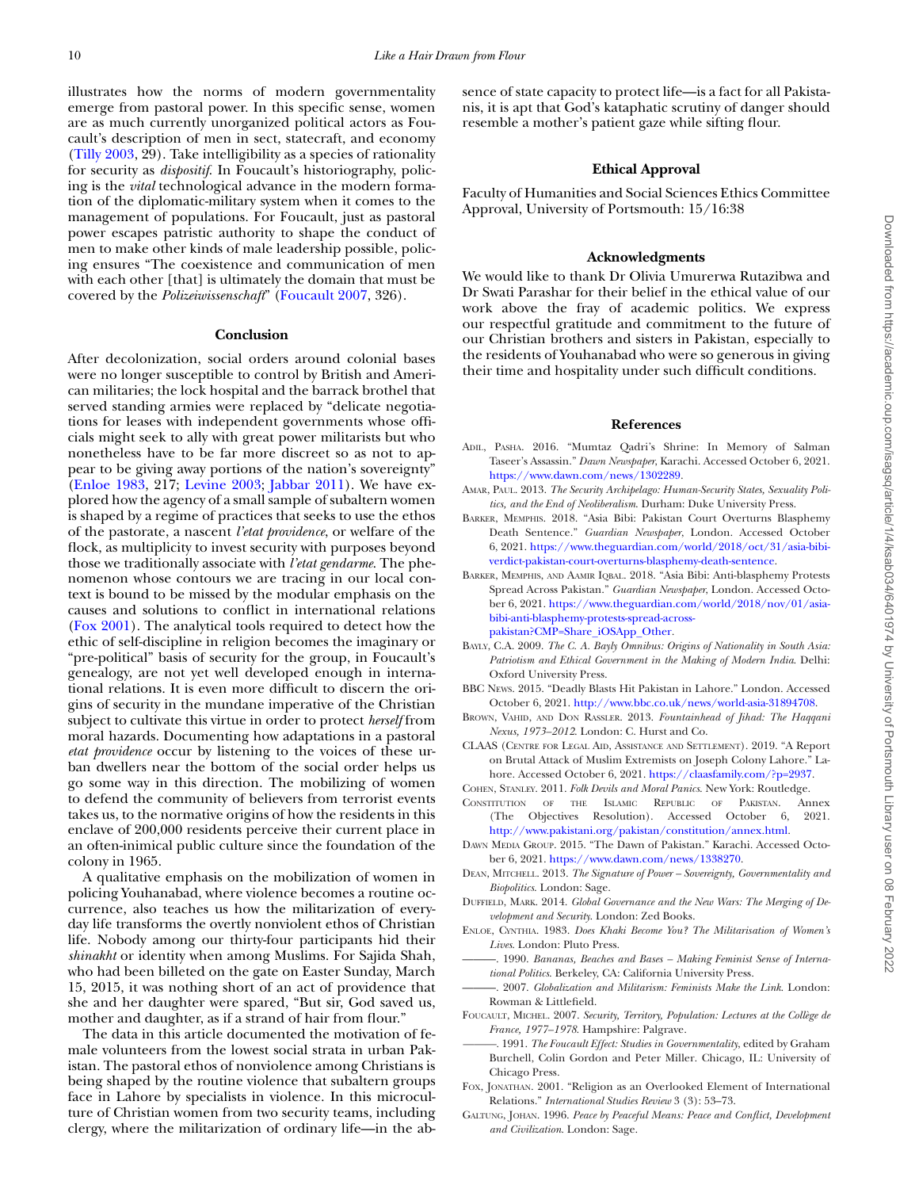illustrates how the norms of modern governmentality emerge from pastoral power. In this specific sense, women are as much currently unorganized political actors as Foucault's description of men in sect, statecraft, and economy (Tilly 2003, 29). Take intelligibility as a species of rationality for security as *dispositif*. In Foucault's historiography, policing is the *vital* technological advance in the modern formation of the diplomatic-military system when it comes to the management of populations. For Foucault, just as pastoral power escapes patristic authority to shape the conduct of men to make other kinds of male leadership possible, policing ensures "The coexistence and communication of men with each other [that] is ultimately the domain that must be covered by the *Polizeiwissenschaft*" (Foucault 2007, 326).

## Conclusion

After decolonization, social orders around colonial bases were no longer susceptible to control by British and American militaries; the lock hospital and the barrack brothel that served standing armies were replaced by "delicate negotiations for leases with independent governments whose officials might seek to ally with great power militarists but who nonetheless have to be far more discreet so as not to appear to be giving away portions of the nation's sovereignty" (Enloe 1983, 217; Levine 2003; Jabbar 2011). We have explored how the agency of a small sample of subaltern women is shaped by a regime of practices that seeks to use the ethos of the pastorate, a nascent *l'etat providence*, or welfare of the flock, as multiplicity to invest security with purposes beyond those we traditionally associate with *l'etat gendarme*. The phenomenon whose contours we are tracing in our local context is bound to be missed by the modular emphasis on the causes and solutions to conflict in international relations (Fox 2001). The analytical tools required to detect how the ethic of self-discipline in religion becomes the imaginary or "pre-political" basis of security for the group, in Foucault's genealogy, are not yet well developed enough in international relations. It is even more difficult to discern the origins of security in the mundane imperative of the Christian subject to cultivate this virtue in order to protect *herself* from moral hazards. Documenting how adaptations in a pastoral *etat providence* occur by listening to the voices of these urban dwellers near the bottom of the social order helps us go some way in this direction. The mobilizing of women to defend the community of believers from terrorist events takes us, to the normative origins of how the residents in this enclave of 200,000 residents perceive their current place in an often-inimical public culture since the foundation of the colony in 1965.

A qualitative emphasis on the mobilization of women in policing Youhanabad, where violence becomes a routine occurrence, also teaches us how the militarization of everyday life transforms the overtly nonviolent ethos of Christian life. Nobody among our thirty-four participants hid their *shinakht* or identity when among Muslims. For Sajida Shah, who had been billeted on the gate on Easter Sunday, March 15, 2015, it was nothing short of an act of providence that she and her daughter were spared, "But sir, God saved us, mother and daughter, as if a strand of hair from flour."

The data in this article documented the motivation of female volunteers from the lowest social strata in urban Pakistan. The pastoral ethos of nonviolence among Christians is being shaped by the routine violence that subaltern groups face in Lahore by specialists in violence. In this microculture of Christian women from two security teams, including clergy, where the militarization of ordinary life—in the absence of state capacity to protect life—is a fact for all Pakistanis, it is apt that God's kataphatic scrutiny of danger should resemble a mother's patient gaze while sifting flour.

## Ethical Approval

Faculty of Humanities and Social Sciences Ethics Committee Approval, University of Portsmouth: 15/16:38

## Acknowledgments

We would like to thank Dr Olivia Umurerwa Rutazibwa and Dr Swati Parashar for their belief in the ethical value of our work above the fray of academic politics. We express our respectful gratitude and commitment to the future of our Christian brothers and sisters in Pakistan, especially to the residents of Youhanabad who were so generous in giving their time and hospitality under such difficult conditions.

## References

Adil, Pasha. 2016. "Mumtaz Qadri's Shrine: In Memory of Salman Taseer's Assassin." *Dawn Newspaper*, Karachi. Accessed October 6, 2021. https://www.dawn.com/news/1302289.

Amar, Paul. 2013. *The Security Archipelago: Human-Security States, Sexuality Politics, and the End of Neoliberalism*. Durham: Duke University Press.

Barker, Memphis. 2018. "Asia Bibi: Pakistan Court Overturns Blasphemy Death Sentence." *Guardian Newspaper*, London. Accessed October 6, 2021. https://www.theguardian.com/world/2018/oct/31/asia-bibi-verdict-pakistan-court-overturns-blasphemy-death-sentence.

Barker, Memphis, and Aamir Iqbal. 2018. "Asia Bibi: Anti-blasphemy Protests Spread Across Pakistan." *Guardian Newspaper*, London. Accessed October 6, 2021. https://www.theguardian.com/world/2018/nov/01/asia-bibi-anti-blasphemy-protests-spread-across-pakistan?CMP=Share_iOSApp_Other.

Bayly, C.A. 2009. *The C. A. Bayly Omnibus: Origins of Nationality in South Asia: Patriotism and Ethical Government in the Making of Modern India*. Delhi: Oxford University Press.

BBC News. 2015. "Deadly Blasts Hit Pakistan in Lahore." London. Accessed October 6, 2021. http://www.bbc.co.uk/news/world-asia-31894708.

Brown, Vahid, and Don Rassler. 2013. *Fountainhead of Jihad: The Haqqani Nexus, 1973–2012*. London: C. Hurst and Co.

CLAAS (Centre for Legal Aid, Assistance and Settlement). 2019. "A Report on Brutal Attack of Muslim Extremists on Joseph Colony Lahore." Lahore. Accessed October 6, 2021. https://claasfamily.com/?p=2937.

Cohen, Stanley. 2011. *Folk Devils and Moral Panics*. New York: Routledge.

Constitution of the Islamic Republic of Pakistan. Annex (The Objectives Resolution). Accessed October 6, 2021. http://www.pakistani.org/pakistan/constitution/annex.html.

Dawn Media Group. 2015. "The Dawn of Pakistan." Karachi. Accessed October 6, 2021. https://www.dawn.com/news/1338270.

Dean, Mitchell. 2013. *The Signature of Power – Sovereignty, Governmentality and Biopolitics*. London: Sage.

Duffield, Mark. 2014. *Global Governance and the New Wars: The Merging of Development and Security*. London: Zed Books.

Enloe, Cynthia. 1983. *Does Khaki Become You? The Militarisation of Women's Lives*. London: Pluto Press.

———. 1990. *Bananas, Beaches and Bases – Making Feminist Sense of International Politics*. Berkeley, CA: California University Press.

———. 2007. *Globalization and Militarism: Feminists Make the Link*. London: Rowman & Littlefield.

Foucault, Michel. 2007. *Security, Territory, Population: Lectures at the Collège de France, 1977–1978*. Hampshire: Palgrave.

———. 1991. *The Foucault Effect: Studies in Governmentality*, edited by Graham Burchell, Colin Gordon and Peter Miller. Chicago, IL: University of Chicago Press.

Fox, Jonathan. 2001. "Religion as an Overlooked Element of International Relations." *International Studies Review* 3 (3): 53–73.

Galtung, Johan. 1996. *Peace by Peaceful Means: Peace and Conflict, Development and Civilization*. London: Sage.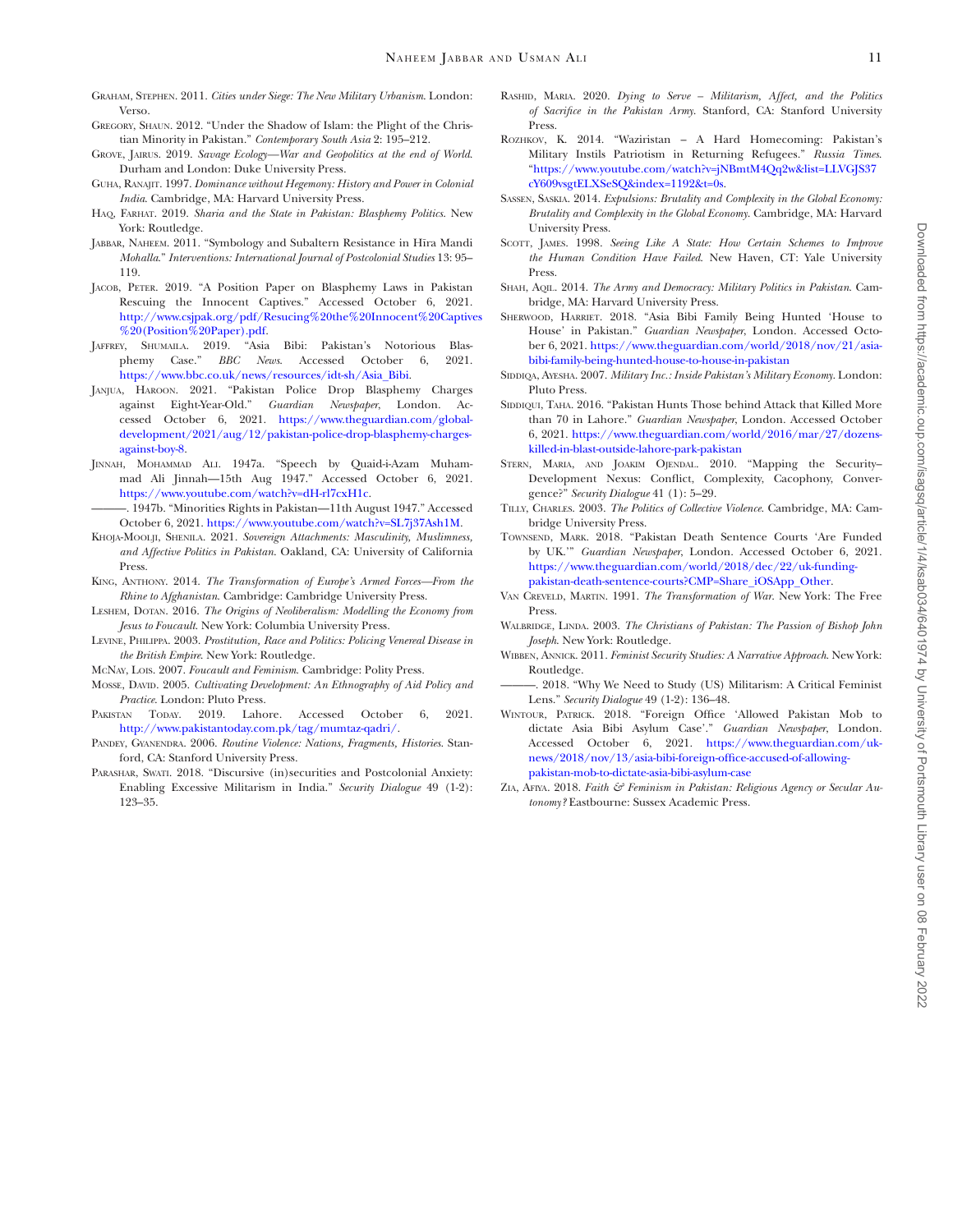Graham, Stephen. 2011. *Cities under Siege: The New Military Urbanism*. London: Verso.

Gregory, Shaun. 2012. "Under the Shadow of Islam: the Plight of the Christian Minority in Pakistan." *Contemporary South Asia* 2: 195–212.

Grove, Jairus. 2019. *Savage Ecology—War and Geopolitics at the end of World*. Durham and London: Duke University Press.

Guha, Ranajit. 1997. *Dominance without Hegemony: History and Power in Colonial India*. Cambridge, MA: Harvard University Press.

Haq, Farhat. 2019. *Sharia and the State in Pakistan: Blasphemy Politics*. New York: Routledge.

Jabbar, Naheem. 2011. "Symbology and Subaltern Resistance in Hira Mandi *Mohalla*." *Interventions: International Journal of Postcolonial Studies* 13: 95–119.

Jacob, Peter. 2019. "A Position Paper on Blasphemy Laws in Pakistan Rescuing the Innocent Captives." Accessed October 6, 2021. http://www.csjpak.org/pdf/Resucing%20the%20Innocent%20Captives%20(Position%20Paper).pdf.

Jaffrey, Shumaila. 2019. "Asia Bibi: Pakistan's Notorious Blasphemy Case." *BBC News*. Accessed October 6, 2021. https://www.bbc.co.uk/news/resources/idt-sh/Asia_Bibi.

Janjua, Haroon. 2021. "Pakistan Police Drop Blasphemy Charges against Eight-Year-Old." *Guardian Newspaper*, London. Accessed October 6, 2021. https://www.theguardian.com/global-development/2021/aug/12/pakistan-police-drop-blasphemy-charges-against-boy-8.

Jinnah, Mohammad Ali. 1947a. "Speech by Quaid-i-Azam Muhammad Ali Jinnah—15th Aug 1947." Accessed October 6, 2021. https://www.youtube.com/watch?v=dH-rl7cxH1c.

———. 1947b. "Minorities Rights in Pakistan—11th August 1947." Accessed October 6, 2021. https://www.youtube.com/watch?v=SL7j37Ash1M.

Khoja-Moolji, Shenila. 2021. *Sovereign Attachments: Masculinity, Muslimness, and Affective Politics in Pakistan*. Oakland, CA: University of California Press.

King, Anthony. 2014. *The Transformation of Europe's Armed Forces—From the Rhine to Afghanistan*. Cambridge: Cambridge University Press.

Leshem, Dotan. 2016. *The Origins of Neoliberalism: Modelling the Economy from Jesus to Foucault*. New York: Columbia University Press.

Levine, Philippa. 2003. *Prostitution, Race and Politics: Policing Venereal Disease in the British Empire*. New York: Routledge.

McNay, Lois. 2007. *Foucault and Feminism*. Cambridge: Polity Press.

Mosse, David. 2005. *Cultivating Development: An Ethnography of Aid Policy and Practice*. London: Pluto Press.

Pakistan Today. 2019. Lahore. Accessed October 6, 2021. http://www.pakistantoday.com.pk/tag/mumtaz-qadri/.

Pandey, Gyanendra. 2006. *Routine Violence: Nations, Fragments, Histories*. Stanford, CA: Stanford University Press.

Parashar, Swati. 2018. "Discursive (in)securities and Postcolonial Anxiety: Enabling Excessive Militarism in India." *Security Dialogue* 49 (1-2): 123–35.

Rashid, Maria. 2020. *Dying to Serve – Militarism, Affect, and the Politics of Sacrifice in the Pakistan Army*. Stanford, CA: Stanford University Press.

Rozhkov, K. 2014. "Waziristan – A Hard Homecoming: Pakistan's Military Instils Patriotism in Returning Refugees." *Russia Times*. "https://www.youtube.com/watch?v=jNBmtM4Qq2w&list=LLVGJS37cY609vsgtELXScSQ&index=1192&t=0s.

Sassen, Saskia. 2014. *Expulsions: Brutality and Complexity in the Global Economy: Brutality and Complexity in the Global Economy*. Cambridge, MA: Harvard University Press.

Scott, James. 1998. *Seeing Like A State: How Certain Schemes to Improve the Human Condition Have Failed*. New Haven, CT: Yale University Press.

Shah, Aqil. 2014. *The Army and Democracy: Military Politics in Pakistan*. Cambridge, MA: Harvard University Press.

Sherwood, Harriet. 2018. "Asia Bibi Family Being Hunted 'House to House' in Pakistan." *Guardian Newspaper*, London. Accessed October 6, 2021. https://www.theguardian.com/world/2018/nov/21/asia-bibi-family-being-hunted-house-to-house-in-pakistan

Siddiqa, Ayesha. 2007. *Military Inc.: Inside Pakistan's Military Economy*. London: Pluto Press.

Siddiqui, Taha. 2016. "Pakistan Hunts Those behind Attack that Killed More than 70 in Lahore." *Guardian Newspaper*, London. Accessed October 6, 2021. https://www.theguardian.com/world/2016/mar/27/dozens-killed-in-blast-outside-lahore-park-pakistan

Stern, Maria, and Joakim Ojendal. 2010. "Mapping the Security–Development Nexus: Conflict, Complexity, Cacophony, Convergence?" *Security Dialogue* 41 (1): 5–29.

Tilly, Charles. 2003. *The Politics of Collective Violence*. Cambridge, MA: Cambridge University Press.

Townsend, Mark. 2018. "Pakistan Death Sentence Courts 'Are Funded by UK.'" *Guardian Newspaper*, London. Accessed October 6, 2021. https://www.theguardian.com/world/2018/dec/22/uk-funding-pakistan-death-sentence-courts?CMP=Share_iOSApp_Other.

Van Creveld, Martin. 1991. *The Transformation of War*. New York: The Free Press.

Walbridge, Linda. 2003. *The Christians of Pakistan: The Passion of Bishop John Joseph*. New York: Routledge.

Wibben, Annick. 2011. *Feminist Security Studies: A Narrative Approach*. New York: Routledge.

———. 2018. "Why We Need to Study (US) Militarism: A Critical Feminist Lens." *Security Dialogue* 49 (1-2): 136–48.

Wintour, Patrick. 2018. "Foreign Office 'Allowed Pakistan Mob to dictate Asia Bibi Asylum Case'." *Guardian Newspaper*, London. Accessed October 6, 2021. https://www.theguardian.com/uk-news/2018/nov/13/asia-bibi-foreign-office-accused-of-allowing-pakistan-mob-to-dictate-asia-bibi-asylum-case

Zia, Afiya. 2018. *Faith & Feminism in Pakistan: Religious Agency or Secular Autonomy?* Eastbourne: Sussex Academic Press.